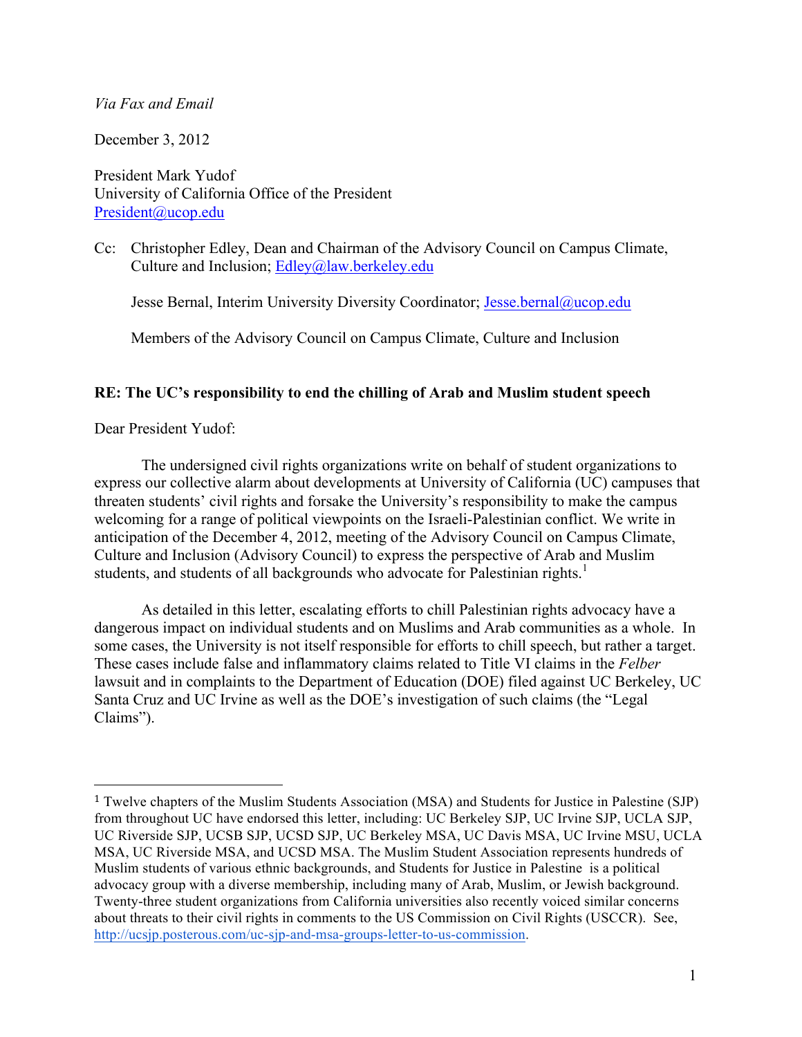*Via Fax and Email*

December 3, 2012

President Mark Yudof
University of California Office of the President
President@ucop.edu

Cc: Christopher Edley, Dean and Chairman of the Advisory Council on Campus Climate, Culture and Inclusion; Edley@law.berkeley.edu

Jesse Bernal, Interim University Diversity Coordinator; Jesse.bernal@ucop.edu

Members of the Advisory Council on Campus Climate, Culture and Inclusion

**RE: The UC's responsibility to end the chilling of Arab and Muslim student speech**

Dear President Yudof:

The undersigned civil rights organizations write on behalf of student organizations to express our collective alarm about developments at University of California (UC) campuses that threaten students' civil rights and forsake the University's responsibility to make the campus welcoming for a range of political viewpoints on the Israeli-Palestinian conflict. We write in anticipation of the December 4, 2012, meeting of the Advisory Council on Campus Climate, Culture and Inclusion (Advisory Council) to express the perspective of Arab and Muslim students, and students of all backgrounds who advocate for Palestinian rights.[1]

As detailed in this letter, escalating efforts to chill Palestinian rights advocacy have a dangerous impact on individual students and on Muslims and Arab communities as a whole. In some cases, the University is not itself responsible for efforts to chill speech, but rather a target. These cases include false and inflammatory claims related to Title VI claims in the *Felber* lawsuit and in complaints to the Department of Education (DOE) filed against UC Berkeley, UC Santa Cruz and UC Irvine as well as the DOE's investigation of such claims (the "Legal Claims").

[1] Twelve chapters of the Muslim Students Association (MSA) and Students for Justice in Palestine (SJP) from throughout UC have endorsed this letter, including: UC Berkeley SJP, UC Irvine SJP, UCLA SJP, UC Riverside SJP, UCSB SJP, UCSD SJP, UC Berkeley MSA, UC Davis MSA, UC Irvine MSU, UCLA MSA, UC Riverside MSA, and UCSD MSA. The Muslim Student Association represents hundreds of Muslim students of various ethnic backgrounds, and Students for Justice in Palestine is a political advocacy group with a diverse membership, including many of Arab, Muslim, or Jewish background. Twenty-three student organizations from California universities also recently voiced similar concerns about threats to their civil rights in comments to the US Commission on Civil Rights (USCCR). See, http://ucsjp.posterous.com/uc-sjp-and-msa-groups-letter-to-us-commission.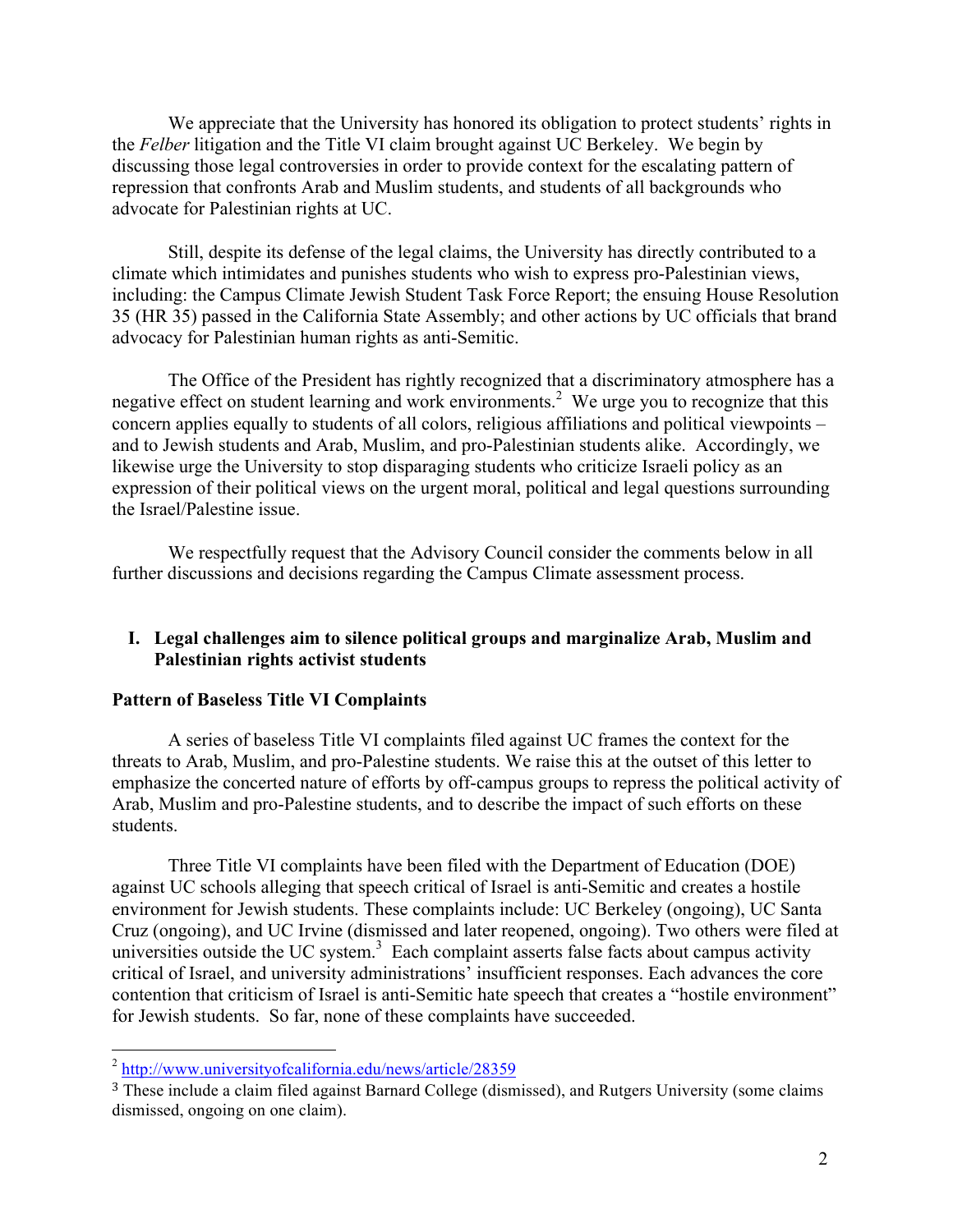We appreciate that the University has honored its obligation to protect students' rights in the *Felber* litigation and the Title VI claim brought against UC Berkeley. We begin by discussing those legal controversies in order to provide context for the escalating pattern of repression that confronts Arab and Muslim students, and students of all backgrounds who advocate for Palestinian rights at UC.

Still, despite its defense of the legal claims, the University has directly contributed to a climate which intimidates and punishes students who wish to express pro-Palestinian views, including: the Campus Climate Jewish Student Task Force Report; the ensuing House Resolution 35 (HR 35) passed in the California State Assembly; and other actions by UC officials that brand advocacy for Palestinian human rights as anti-Semitic.

The Office of the President has rightly recognized that a discriminatory atmosphere has a negative effect on student learning and work environments.[2] We urge you to recognize that this concern applies equally to students of all colors, religious affiliations and political viewpoints – and to Jewish students and Arab, Muslim, and pro-Palestinian students alike. Accordingly, we likewise urge the University to stop disparaging students who criticize Israeli policy as an expression of their political views on the urgent moral, political and legal questions surrounding the Israel/Palestine issue.

We respectfully request that the Advisory Council consider the comments below in all further discussions and decisions regarding the Campus Climate assessment process.

## I. Legal challenges aim to silence political groups and marginalize Arab, Muslim and Palestinian rights activist students

### Pattern of Baseless Title VI Complaints

A series of baseless Title VI complaints filed against UC frames the context for the threats to Arab, Muslim, and pro-Palestine students. We raise this at the outset of this letter to emphasize the concerted nature of efforts by off-campus groups to repress the political activity of Arab, Muslim and pro-Palestine students, and to describe the impact of such efforts on these students.

Three Title VI complaints have been filed with the Department of Education (DOE) against UC schools alleging that speech critical of Israel is anti-Semitic and creates a hostile environment for Jewish students. These complaints include: UC Berkeley (ongoing), UC Santa Cruz (ongoing), and UC Irvine (dismissed and later reopened, ongoing). Two others were filed at universities outside the UC system.[3] Each complaint asserts false facts about campus activity critical of Israel, and university administrations' insufficient responses. Each advances the core contention that criticism of Israel is anti-Semitic hate speech that creates a "hostile environment" for Jewish students. So far, none of these complaints have succeeded.

---

[2] http://www.universityofcalifornia.edu/news/article/28359

[3] These include a claim filed against Barnard College (dismissed), and Rutgers University (some claims dismissed, ongoing on one claim).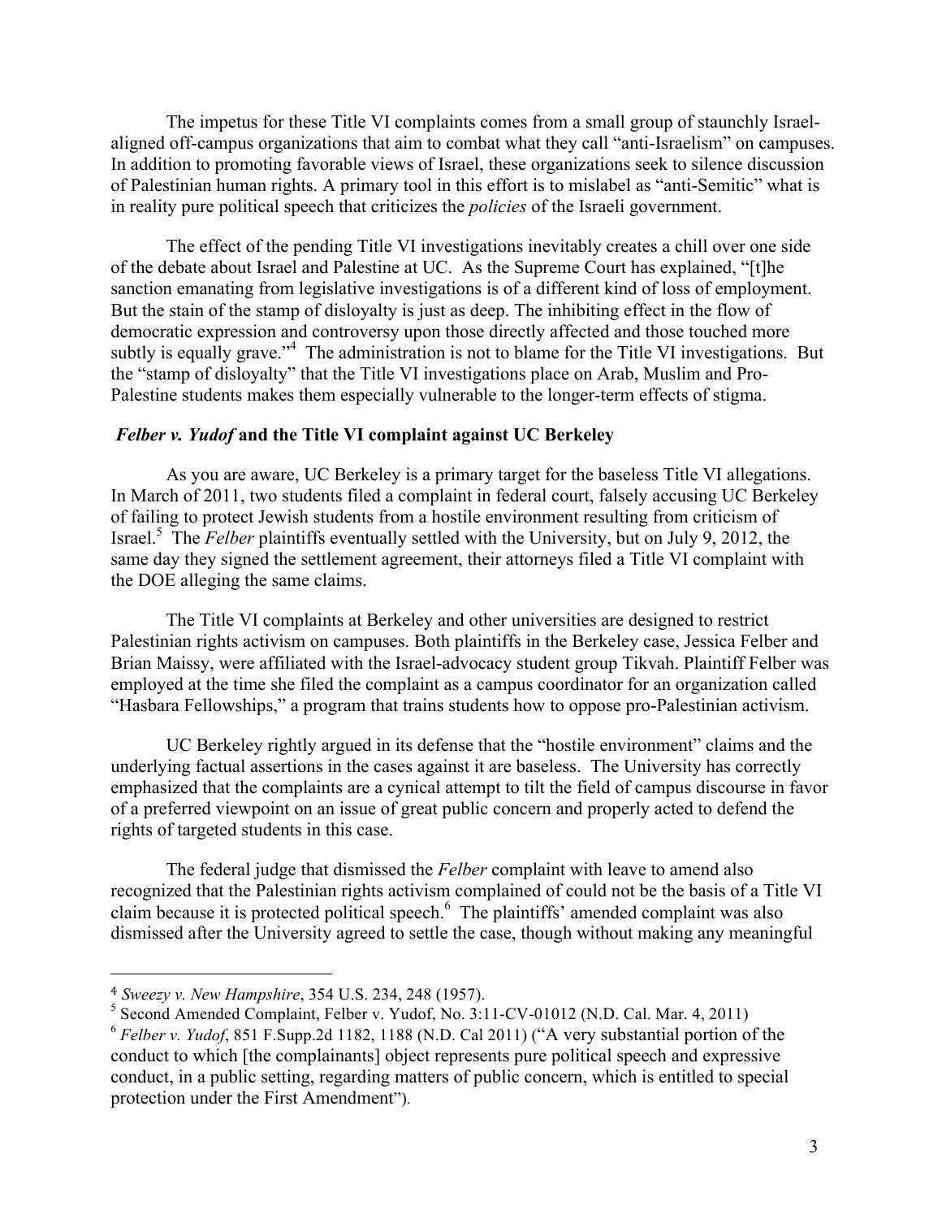The impetus for these Title VI complaints comes from a small group of staunchly Israel-aligned off-campus organizations that aim to combat what they call "anti-Israelism" on campuses. In addition to promoting favorable views of Israel, these organizations seek to silence discussion of Palestinian human rights. A primary tool in this effort is to mislabel as "anti-Semitic" what is in reality pure political speech that criticizes the *policies* of the Israeli government.

The effect of the pending Title VI investigations inevitably creates a chill over one side of the debate about Israel and Palestine at UC. As the Supreme Court has explained, "[t]he sanction emanating from legislative investigations is of a different kind of loss of employment. But the stain of the stamp of disloyalty is just as deep. The inhibiting effect in the flow of democratic expression and controversy upon those directly affected and those touched more subtly is equally grave."[4] The administration is not to blame for the Title VI investigations. But the "stamp of disloyalty" that the Title VI investigations place on Arab, Muslim and Pro-Palestine students makes them especially vulnerable to the longer-term effects of stigma.

### *Felber v. Yudof* and the Title VI complaint against UC Berkeley

As you are aware, UC Berkeley is a primary target for the baseless Title VI allegations. In March of 2011, two students filed a complaint in federal court, falsely accusing UC Berkeley of failing to protect Jewish students from a hostile environment resulting from criticism of Israel.[5] The *Felber* plaintiffs eventually settled with the University, but on July 9, 2012, the same day they signed the settlement agreement, their attorneys filed a Title VI complaint with the DOE alleging the same claims.

The Title VI complaints at Berkeley and other universities are designed to restrict Palestinian rights activism on campuses. Both plaintiffs in the Berkeley case, Jessica Felber and Brian Maissy, were affiliated with the Israel-advocacy student group Tikvah. Plaintiff Felber was employed at the time she filed the complaint as a campus coordinator for an organization called "Hasbara Fellowships," a program that trains students how to oppose pro-Palestinian activism.

UC Berkeley rightly argued in its defense that the "hostile environment" claims and the underlying factual assertions in the cases against it are baseless. The University has correctly emphasized that the complaints are a cynical attempt to tilt the field of campus discourse in favor of a preferred viewpoint on an issue of great public concern and properly acted to defend the rights of targeted students in this case.

The federal judge that dismissed the *Felber* complaint with leave to amend also recognized that the Palestinian rights activism complained of could not be the basis of a Title VI claim because it is protected political speech.[6] The plaintiffs' amended complaint was also dismissed after the University agreed to settle the case, though without making any meaningful

---

[4] *Sweezy v. New Hampshire*, 354 U.S. 234, 248 (1957).

[5] Second Amended Complaint, Felber v. Yudof, No. 3:11-CV-01012 (N.D. Cal. Mar. 4, 2011)

[6] *Felber v. Yudof*, 851 F.Supp.2d 1182, 1188 (N.D. Cal 2011) ("A very substantial portion of the conduct to which [the complainants] object represents pure political speech and expressive conduct, in a public setting, regarding matters of public concern, which is entitled to special protection under the First Amendment").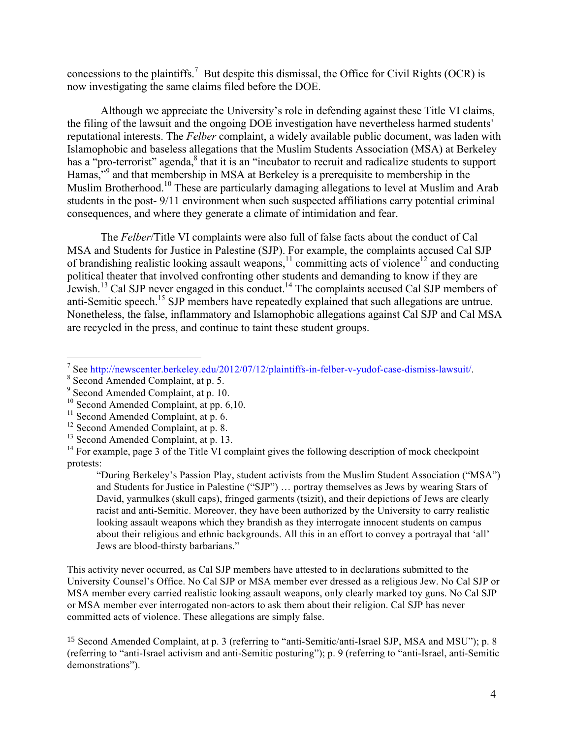concessions to the plaintiffs.[7] But despite this dismissal, the Office for Civil Rights (OCR) is now investigating the same claims filed before the DOE.

Although we appreciate the University's role in defending against these Title VI claims, the filing of the lawsuit and the ongoing DOE investigation have nevertheless harmed students' reputational interests. The *Felber* complaint, a widely available public document, was laden with Islamophobic and baseless allegations that the Muslim Students Association (MSA) at Berkeley has a "pro-terrorist" agenda,[8] that it is an "incubator to recruit and radicalize students to support Hamas,"[9] and that membership in MSA at Berkeley is a prerequisite to membership in the Muslim Brotherhood.[10] These are particularly damaging allegations to level at Muslim and Arab students in the post- 9/11 environment when such suspected affiliations carry potential criminal consequences, and where they generate a climate of intimidation and fear.

The *Felber*/Title VI complaints were also full of false facts about the conduct of Cal MSA and Students for Justice in Palestine (SJP). For example, the complaints accused Cal SJP of brandishing realistic looking assault weapons,[11] committing acts of violence[12] and conducting political theater that involved confronting other students and demanding to know if they are Jewish.[13] Cal SJP never engaged in this conduct.[14] The complaints accused Cal SJP members of anti-Semitic speech.[15] SJP members have repeatedly explained that such allegations are untrue. Nonetheless, the false, inflammatory and Islamophobic allegations against Cal SJP and Cal MSA are recycled in the press, and continue to taint these student groups.

---

[7] See http://newscenter.berkeley.edu/2012/07/12/plaintiffs-in-felber-v-yudof-case-dismiss-lawsuit/.

[8] Second Amended Complaint, at p. 5.

[9] Second Amended Complaint, at p. 10.

[10] Second Amended Complaint, at pp. 6,10.

[11] Second Amended Complaint, at p. 6.

[12] Second Amended Complaint, at p. 8.

[13] Second Amended Complaint, at p. 13.

[14] For example, page 3 of the Title VI complaint gives the following description of mock checkpoint protests:

> "During Berkeley's Passion Play, student activists from the Muslim Student Association ("MSA") and Students for Justice in Palestine ("SJP") … portray themselves as Jews by wearing Stars of David, yarmulkes (skull caps), fringed garments (tsizit), and their depictions of Jews are clearly racist and anti-Semitic. Moreover, they have been authorized by the University to carry realistic looking assault weapons which they brandish as they interrogate innocent students on campus about their religious and ethnic backgrounds. All this in an effort to convey a portrayal that 'all' Jews are blood-thirsty barbarians."

This activity never occurred, as Cal SJP members have attested to in declarations submitted to the University Counsel's Office. No Cal SJP or MSA member ever dressed as a religious Jew. No Cal SJP or MSA member every carried realistic looking assault weapons, only clearly marked toy guns. No Cal SJP or MSA member ever interrogated non-actors to ask them about their religion. Cal SJP has never committed acts of violence. These allegations are simply false.

[15] Second Amended Complaint, at p. 3 (referring to "anti-Semitic/anti-Israel SJP, MSA and MSU"); p. 8 (referring to "anti-Israel activism and anti-Semitic posturing"); p. 9 (referring to "anti-Israel, anti-Semitic demonstrations").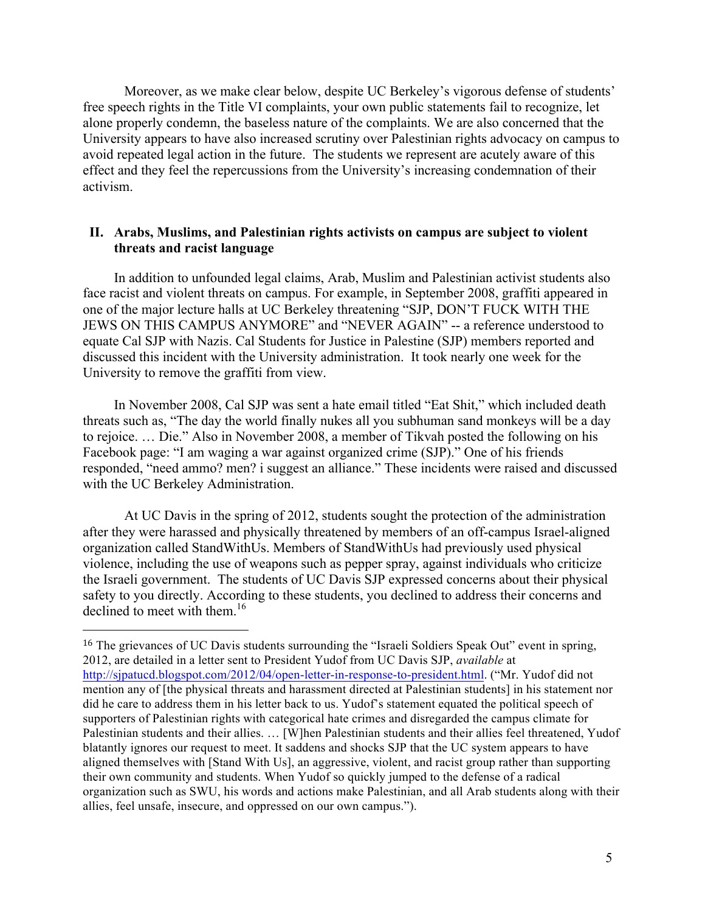Moreover, as we make clear below, despite UC Berkeley's vigorous defense of students' free speech rights in the Title VI complaints, your own public statements fail to recognize, let alone properly condemn, the baseless nature of the complaints. We are also concerned that the University appears to have also increased scrutiny over Palestinian rights advocacy on campus to avoid repeated legal action in the future. The students we represent are acutely aware of this effect and they feel the repercussions from the University's increasing condemnation of their activism.

## II. Arabs, Muslims, and Palestinian rights activists on campus are subject to violent threats and racist language

In addition to unfounded legal claims, Arab, Muslim and Palestinian activist students also face racist and violent threats on campus. For example, in September 2008, graffiti appeared in one of the major lecture halls at UC Berkeley threatening "SJP, DON'T FUCK WITH THE JEWS ON THIS CAMPUS ANYMORE" and "NEVER AGAIN" -- a reference understood to equate Cal SJP with Nazis. Cal Students for Justice in Palestine (SJP) members reported and discussed this incident with the University administration. It took nearly one week for the University to remove the graffiti from view.

In November 2008, Cal SJP was sent a hate email titled "Eat Shit," which included death threats such as, "The day the world finally nukes all you subhuman sand monkeys will be a day to rejoice. … Die." Also in November 2008, a member of Tikvah posted the following on his Facebook page: "I am waging a war against organized crime (SJP)." One of his friends responded, "need ammo? men? i suggest an alliance." These incidents were raised and discussed with the UC Berkeley Administration.

At UC Davis in the spring of 2012, students sought the protection of the administration after they were harassed and physically threatened by members of an off-campus Israel-aligned organization called StandWithUs. Members of StandWithUs had previously used physical violence, including the use of weapons such as pepper spray, against individuals who criticize the Israeli government. The students of UC Davis SJP expressed concerns about their physical safety to you directly. According to these students, you declined to address their concerns and declined to meet with them.[16]

---

[16] The grievances of UC Davis students surrounding the "Israeli Soldiers Speak Out" event in spring, 2012, are detailed in a letter sent to President Yudof from UC Davis SJP, *available* at http://sjpatucd.blogspot.com/2012/04/open-letter-in-response-to-president.html. ("Mr. Yudof did not mention any of [the physical threats and harassment directed at Palestinian students] in his statement nor did he care to address them in his letter back to us. Yudof's statement equated the political speech of supporters of Palestinian rights with categorical hate crimes and disregarded the campus climate for Palestinian students and their allies. … [W]hen Palestinian students and their allies feel threatened, Yudof blatantly ignores our request to meet. It saddens and shocks SJP that the UC system appears to have aligned themselves with [Stand With Us], an aggressive, violent, and racist group rather than supporting their own community and students. When Yudof so quickly jumped to the defense of a radical organization such as SWU, his words and actions make Palestinian, and all Arab students along with their allies, feel unsafe, insecure, and oppressed on our own campus.").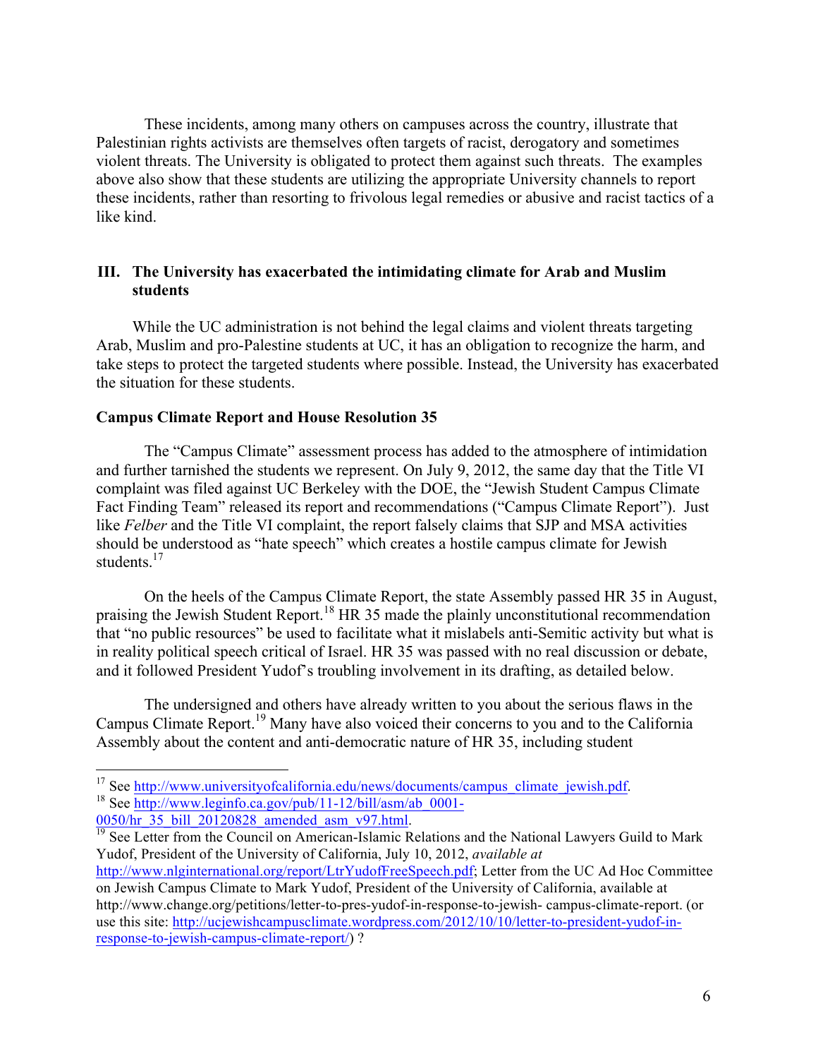These incidents, among many others on campuses across the country, illustrate that Palestinian rights activists are themselves often targets of racist, derogatory and sometimes violent threats. The University is obligated to protect them against such threats. The examples above also show that these students are utilizing the appropriate University channels to report these incidents, rather than resorting to frivolous legal remedies or abusive and racist tactics of a like kind.

## III. The University has exacerbated the intimidating climate for Arab and Muslim students

While the UC administration is not behind the legal claims and violent threats targeting Arab, Muslim and pro-Palestine students at UC, it has an obligation to recognize the harm, and take steps to protect the targeted students where possible. Instead, the University has exacerbated the situation for these students.

**Campus Climate Report and House Resolution 35**

The "Campus Climate" assessment process has added to the atmosphere of intimidation and further tarnished the students we represent. On July 9, 2012, the same day that the Title VI complaint was filed against UC Berkeley with the DOE, the "Jewish Student Campus Climate Fact Finding Team" released its report and recommendations ("Campus Climate Report"). Just like *Felber* and the Title VI complaint, the report falsely claims that SJP and MSA activities should be understood as "hate speech" which creates a hostile campus climate for Jewish students.[17]

On the heels of the Campus Climate Report, the state Assembly passed HR 35 in August, praising the Jewish Student Report.[18] HR 35 made the plainly unconstitutional recommendation that "no public resources" be used to facilitate what it mislabels anti-Semitic activity but what is in reality political speech critical of Israel. HR 35 was passed with no real discussion or debate, and it followed President Yudof's troubling involvement in its drafting, as detailed below.

The undersigned and others have already written to you about the serious flaws in the Campus Climate Report.[19] Many have also voiced their concerns to you and to the California Assembly about the content and anti-democratic nature of HR 35, including student

---

[17] See http://www.universityofcalifornia.edu/news/documents/campus_climate_jewish.pdf.

[18] See http://www.leginfo.ca.gov/pub/11-12/bill/asm/ab_0001-0050/hr_35_bill_20120828_amended_asm_v97.html.

[19] See Letter from the Council on American-Islamic Relations and the National Lawyers Guild to Mark Yudof, President of the University of California, July 10, 2012, *available at* http://www.nlginternational.org/report/LtrYudofFreeSpeech.pdf; Letter from the UC Ad Hoc Committee on Jewish Campus Climate to Mark Yudof, President of the University of California, available at http://www.change.org/petitions/letter-to-pres-yudof-in-response-to-jewish- campus-climate-report. (or use this site: http://ucjewishcampusclimate.wordpress.com/2012/10/10/letter-to-president-yudof-in-response-to-jewish-campus-climate-report/) ?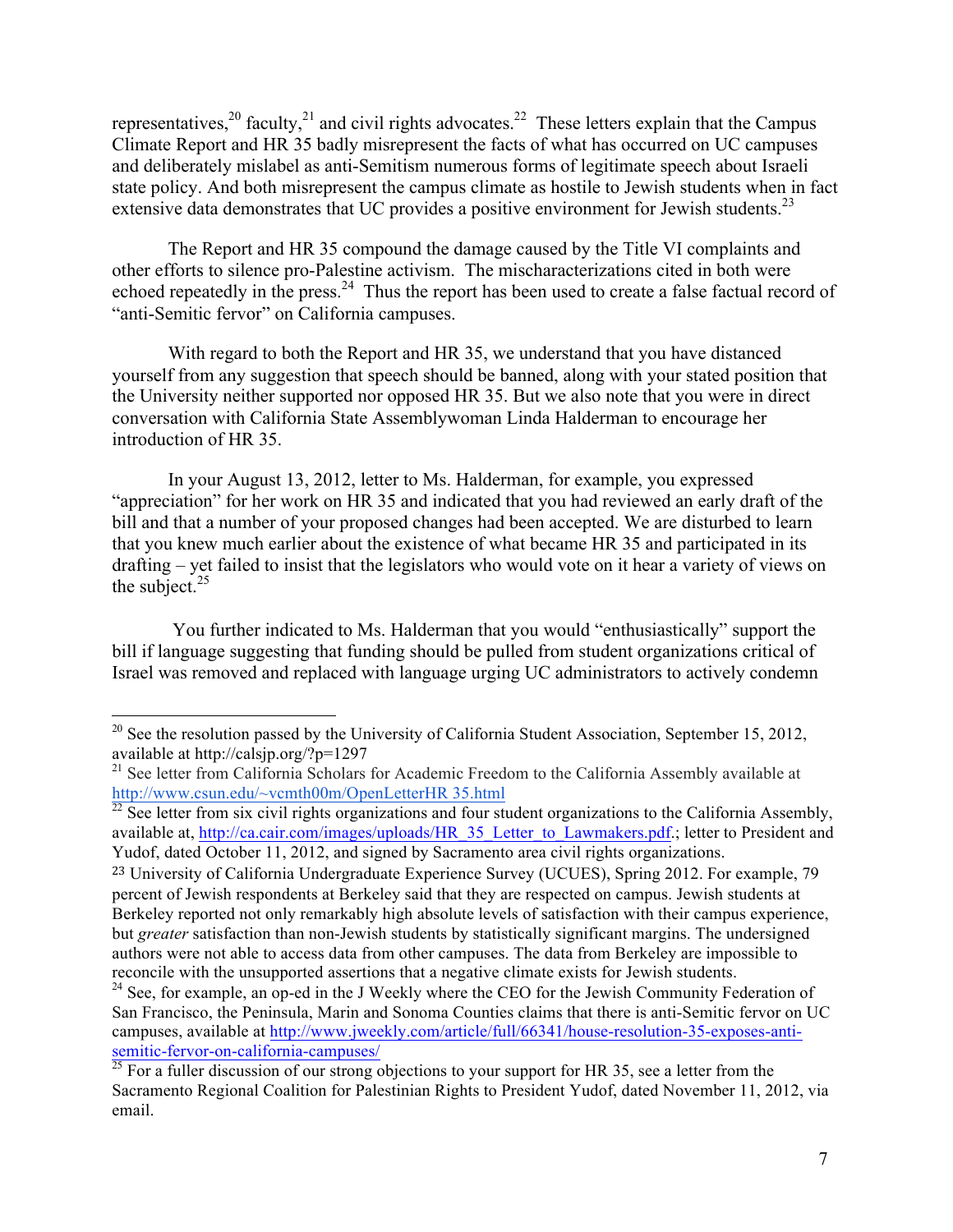representatives,[20] faculty,[21] and civil rights advocates.[22] These letters explain that the Campus Climate Report and HR 35 badly misrepresent the facts of what has occurred on UC campuses and deliberately mislabel as anti-Semitism numerous forms of legitimate speech about Israeli state policy. And both misrepresent the campus climate as hostile to Jewish students when in fact extensive data demonstrates that UC provides a positive environment for Jewish students.[23]

The Report and HR 35 compound the damage caused by the Title VI complaints and other efforts to silence pro-Palestine activism. The mischaracterizations cited in both were echoed repeatedly in the press.[24] Thus the report has been used to create a false factual record of "anti-Semitic fervor" on California campuses.

With regard to both the Report and HR 35, we understand that you have distanced yourself from any suggestion that speech should be banned, along with your stated position that the University neither supported nor opposed HR 35. But we also note that you were in direct conversation with California State Assemblywoman Linda Halderman to encourage her introduction of HR 35.

In your August 13, 2012, letter to Ms. Halderman, for example, you expressed "appreciation" for her work on HR 35 and indicated that you had reviewed an early draft of the bill and that a number of your proposed changes had been accepted. We are disturbed to learn that you knew much earlier about the existence of what became HR 35 and participated in its drafting – yet failed to insist that the legislators who would vote on it hear a variety of views on the subject.[25]

You further indicated to Ms. Halderman that you would "enthusiastically" support the bill if language suggesting that funding should be pulled from student organizations critical of Israel was removed and replaced with language urging UC administrators to actively condemn

---

[20] See the resolution passed by the University of California Student Association, September 15, 2012, available at http://calsjp.org/?p=1297

[21] See letter from California Scholars for Academic Freedom to the California Assembly available at http://www.csun.edu/~vcmth00m/OpenLetterHR 35.html

[22] See letter from six civil rights organizations and four student organizations to the California Assembly, available at, http://ca.cair.com/images/uploads/HR_35_Letter_to_Lawmakers.pdf.; letter to President and Yudof, dated October 11, 2012, and signed by Sacramento area civil rights organizations.

[23] University of California Undergraduate Experience Survey (UCUES), Spring 2012. For example, 79 percent of Jewish respondents at Berkeley said that they are respected on campus. Jewish students at Berkeley reported not only remarkably high absolute levels of satisfaction with their campus experience, but *greater* satisfaction than non-Jewish students by statistically significant margins. The undersigned authors were not able to access data from other campuses. The data from Berkeley are impossible to reconcile with the unsupported assertions that a negative climate exists for Jewish students.

[24] See, for example, an op-ed in the J Weekly where the CEO for the Jewish Community Federation of San Francisco, the Peninsula, Marin and Sonoma Counties claims that there is anti-Semitic fervor on UC campuses, available at http://www.jweekly.com/article/full/66341/house-resolution-35-exposes-anti-semitic-fervor-on-california-campuses/

[25] For a fuller discussion of our strong objections to your support for HR 35, see a letter from the Sacramento Regional Coalition for Palestinian Rights to President Yudof, dated November 11, 2012, via email.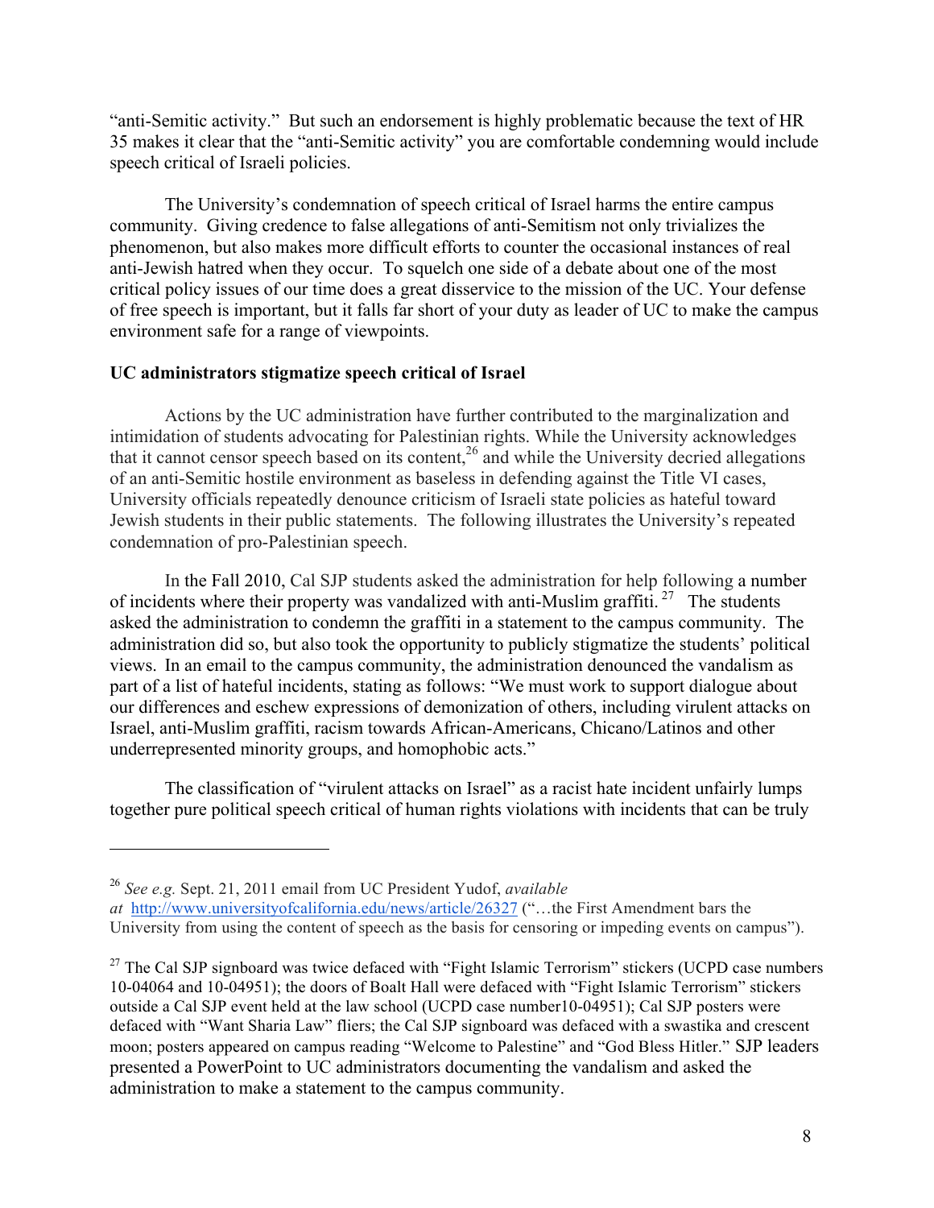"anti-Semitic activity." But such an endorsement is highly problematic because the text of HR 35 makes it clear that the "anti-Semitic activity" you are comfortable condemning would include speech critical of Israeli policies.

The University's condemnation of speech critical of Israel harms the entire campus community. Giving credence to false allegations of anti-Semitism not only trivializes the phenomenon, but also makes more difficult efforts to counter the occasional instances of real anti-Jewish hatred when they occur. To squelch one side of a debate about one of the most critical policy issues of our time does a great disservice to the mission of the UC. Your defense of free speech is important, but it falls far short of your duty as leader of UC to make the campus environment safe for a range of viewpoints.

**UC administrators stigmatize speech critical of Israel**

Actions by the UC administration have further contributed to the marginalization and intimidation of students advocating for Palestinian rights. While the University acknowledges that it cannot censor speech based on its content,[26] and while the University decried allegations of an anti-Semitic hostile environment as baseless in defending against the Title VI cases, University officials repeatedly denounce criticism of Israeli state policies as hateful toward Jewish students in their public statements. The following illustrates the University's repeated condemnation of pro-Palestinian speech.

In the Fall 2010, Cal SJP students asked the administration for help following a number of incidents where their property was vandalized with anti-Muslim graffiti.[27] The students asked the administration to condemn the graffiti in a statement to the campus community. The administration did so, but also took the opportunity to publicly stigmatize the students' political views. In an email to the campus community, the administration denounced the vandalism as part of a list of hateful incidents, stating as follows: "We must work to support dialogue about our differences and eschew expressions of demonization of others, including virulent attacks on Israel, anti-Muslim graffiti, racism towards African-Americans, Chicano/Latinos and other underrepresented minority groups, and homophobic acts."

The classification of "virulent attacks on Israel" as a racist hate incident unfairly lumps together pure political speech critical of human rights violations with incidents that can be truly

---

[26] *See e.g.* Sept. 21, 2011 email from UC President Yudof, *available at* http://www.universityofcalifornia.edu/news/article/26327 ("…the First Amendment bars the University from using the content of speech as the basis for censoring or impeding events on campus").

[27] The Cal SJP signboard was twice defaced with "Fight Islamic Terrorism" stickers (UCPD case numbers 10-04064 and 10-04951); the doors of Boalt Hall were defaced with "Fight Islamic Terrorism" stickers outside a Cal SJP event held at the law school (UCPD case number10-04951); Cal SJP posters were defaced with "Want Sharia Law" fliers; the Cal SJP signboard was defaced with a swastika and crescent moon; posters appeared on campus reading "Welcome to Palestine" and "God Bless Hitler." SJP leaders presented a PowerPoint to UC administrators documenting the vandalism and asked the administration to make a statement to the campus community.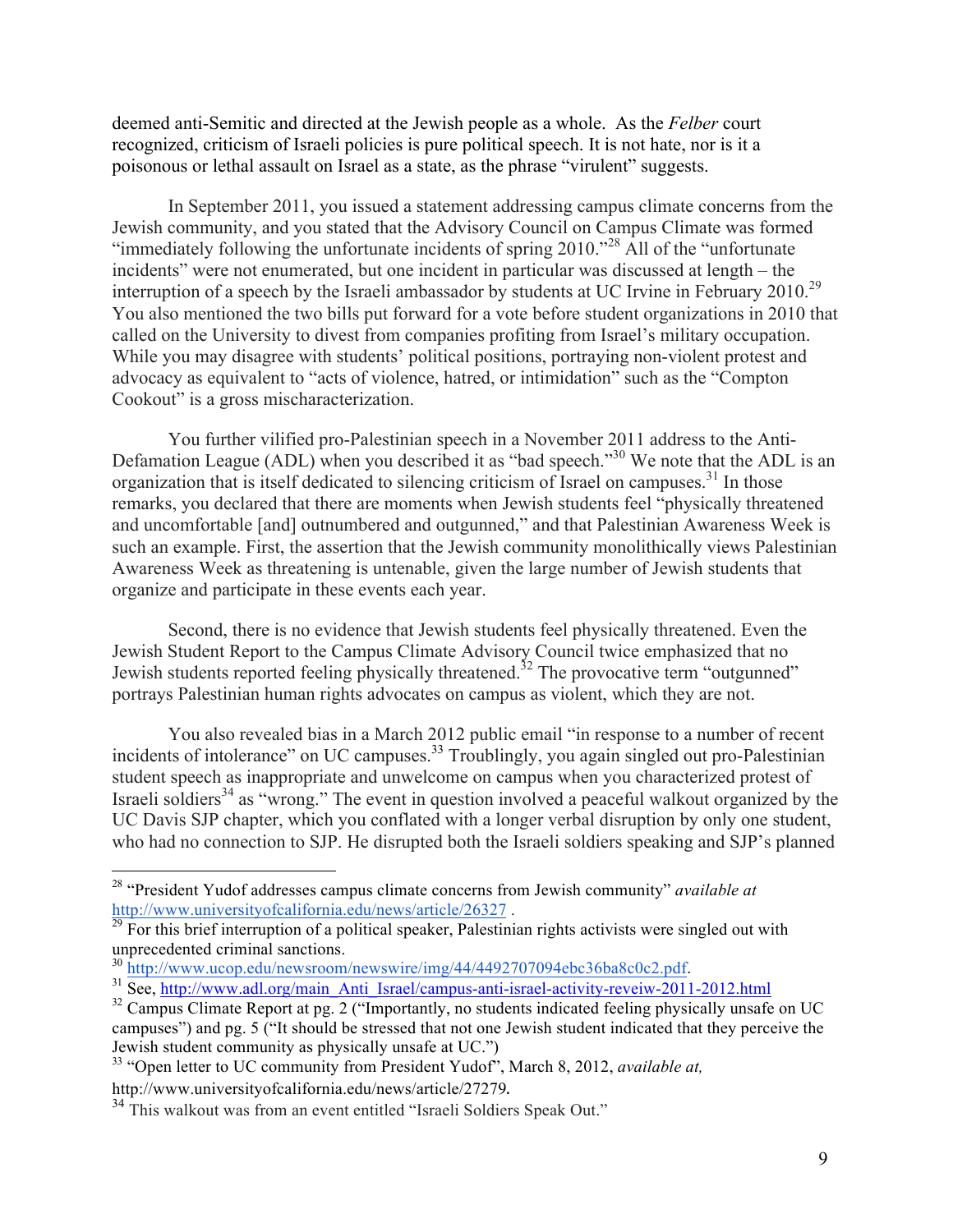deemed anti-Semitic and directed at the Jewish people as a whole. As the *Felber* court recognized, criticism of Israeli policies is pure political speech. It is not hate, nor is it a poisonous or lethal assault on Israel as a state, as the phrase "virulent" suggests.

In September 2011, you issued a statement addressing campus climate concerns from the Jewish community, and you stated that the Advisory Council on Campus Climate was formed "immediately following the unfortunate incidents of spring 2010."[28] All of the "unfortunate incidents" were not enumerated, but one incident in particular was discussed at length – the interruption of a speech by the Israeli ambassador by students at UC Irvine in February 2010.[29] You also mentioned the two bills put forward for a vote before student organizations in 2010 that called on the University to divest from companies profiting from Israel's military occupation. While you may disagree with students' political positions, portraying non-violent protest and advocacy as equivalent to "acts of violence, hatred, or intimidation" such as the "Compton Cookout" is a gross mischaracterization.

You further vilified pro-Palestinian speech in a November 2011 address to the Anti-Defamation League (ADL) when you described it as "bad speech."[30] We note that the ADL is an organization that is itself dedicated to silencing criticism of Israel on campuses.[31] In those remarks, you declared that there are moments when Jewish students feel "physically threatened and uncomfortable [and] outnumbered and outgunned," and that Palestinian Awareness Week is such an example. First, the assertion that the Jewish community monolithically views Palestinian Awareness Week as threatening is untenable, given the large number of Jewish students that organize and participate in these events each year.

Second, there is no evidence that Jewish students feel physically threatened. Even the Jewish Student Report to the Campus Climate Advisory Council twice emphasized that no Jewish students reported feeling physically threatened.[32] The provocative term "outgunned" portrays Palestinian human rights advocates on campus as violent, which they are not.

You also revealed bias in a March 2012 public email "in response to a number of recent incidents of intolerance" on UC campuses.[33] Troublingly, you again singled out pro-Palestinian student speech as inappropriate and unwelcome on campus when you characterized protest of Israeli soldiers[34] as "wrong." The event in question involved a peaceful walkout organized by the UC Davis SJP chapter, which you conflated with a longer verbal disruption by only one student, who had no connection to SJP. He disrupted both the Israeli soldiers speaking and SJP's planned

---

[28] "President Yudof addresses campus climate concerns from Jewish community" *available at* http://www.universityofcalifornia.edu/news/article/26327 .

[29] For this brief interruption of a political speaker, Palestinian rights activists were singled out with unprecedented criminal sanctions.

[30] http://www.ucop.edu/newsroom/newswire/img/44/4492707094ebc36ba8c0c2.pdf.

[31] See, http://www.adl.org/main_Anti_Israel/campus-anti-israel-activity-reveiw-2011-2012.html

[32] Campus Climate Report at pg. 2 ("Importantly, no students indicated feeling physically unsafe on UC campuses") and pg. 5 ("It should be stressed that not one Jewish student indicated that they perceive the Jewish student community as physically unsafe at UC.")

[33] "Open letter to UC community from President Yudof", March 8, 2012, *available at,* http://www.universityofcalifornia.edu/news/article/27279.

[34] This walkout was from an event entitled "Israeli Soldiers Speak Out."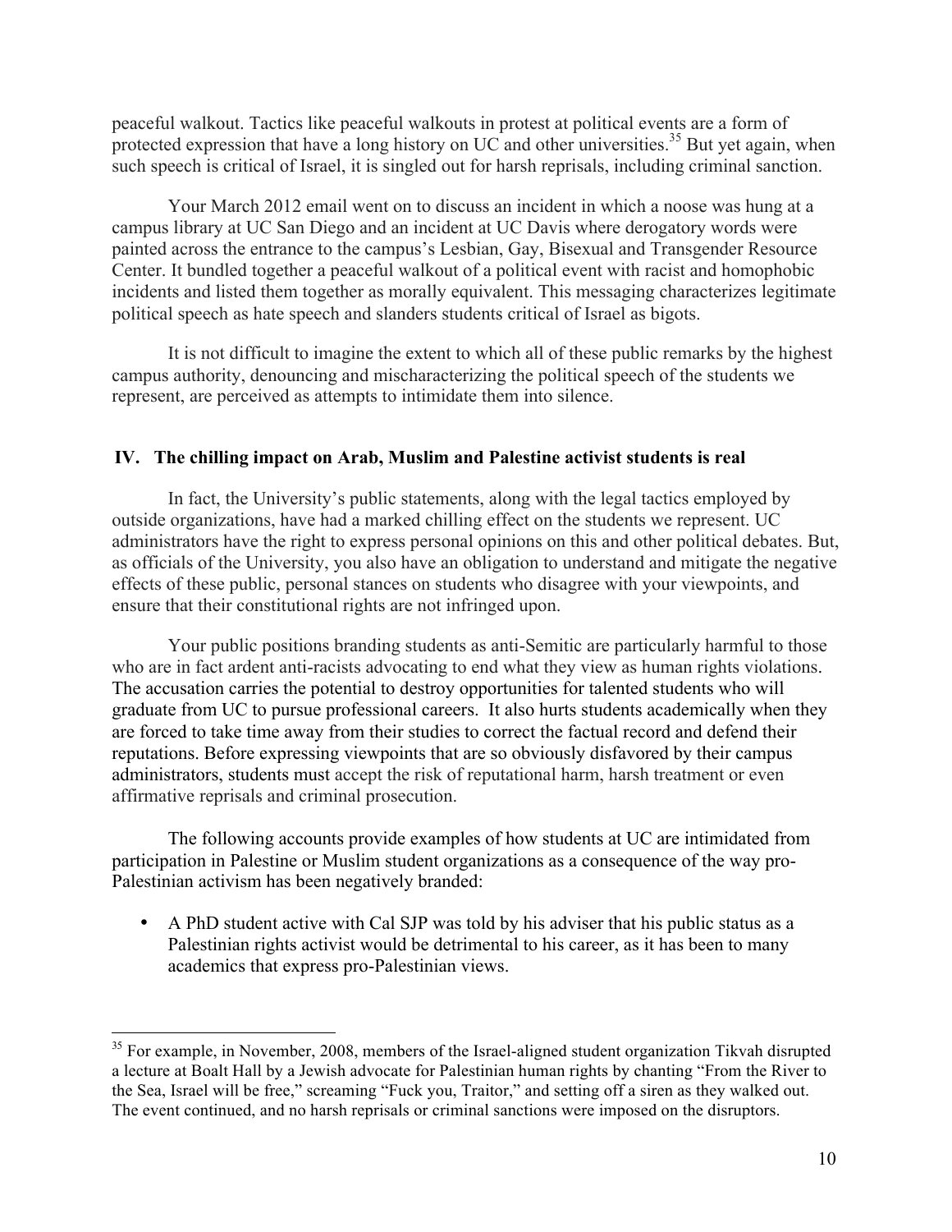peaceful walkout. Tactics like peaceful walkouts in protest at political events are a form of protected expression that have a long history on UC and other universities.[35] But yet again, when such speech is critical of Israel, it is singled out for harsh reprisals, including criminal sanction.

Your March 2012 email went on to discuss an incident in which a noose was hung at a campus library at UC San Diego and an incident at UC Davis where derogatory words were painted across the entrance to the campus's Lesbian, Gay, Bisexual and Transgender Resource Center. It bundled together a peaceful walkout of a political event with racist and homophobic incidents and listed them together as morally equivalent. This messaging characterizes legitimate political speech as hate speech and slanders students critical of Israel as bigots.

It is not difficult to imagine the extent to which all of these public remarks by the highest campus authority, denouncing and mischaracterizing the political speech of the students we represent, are perceived as attempts to intimidate them into silence.

## IV. The chilling impact on Arab, Muslim and Palestine activist students is real

In fact, the University's public statements, along with the legal tactics employed by outside organizations, have had a marked chilling effect on the students we represent. UC administrators have the right to express personal opinions on this and other political debates. But, as officials of the University, you also have an obligation to understand and mitigate the negative effects of these public, personal stances on students who disagree with your viewpoints, and ensure that their constitutional rights are not infringed upon.

Your public positions branding students as anti-Semitic are particularly harmful to those who are in fact ardent anti-racists advocating to end what they view as human rights violations. The accusation carries the potential to destroy opportunities for talented students who will graduate from UC to pursue professional careers. It also hurts students academically when they are forced to take time away from their studies to correct the factual record and defend their reputations. Before expressing viewpoints that are so obviously disfavored by their campus administrators, students must accept the risk of reputational harm, harsh treatment or even affirmative reprisals and criminal prosecution.

The following accounts provide examples of how students at UC are intimidated from participation in Palestine or Muslim student organizations as a consequence of the way pro-Palestinian activism has been negatively branded:

- A PhD student active with Cal SJP was told by his adviser that his public status as a Palestinian rights activist would be detrimental to his career, as it has been to many academics that express pro-Palestinian views.

---

[35] For example, in November, 2008, members of the Israel-aligned student organization Tikvah disrupted a lecture at Boalt Hall by a Jewish advocate for Palestinian human rights by chanting "From the River to the Sea, Israel will be free," screaming "Fuck you, Traitor," and setting off a siren as they walked out. The event continued, and no harsh reprisals or criminal sanctions were imposed on the disruptors.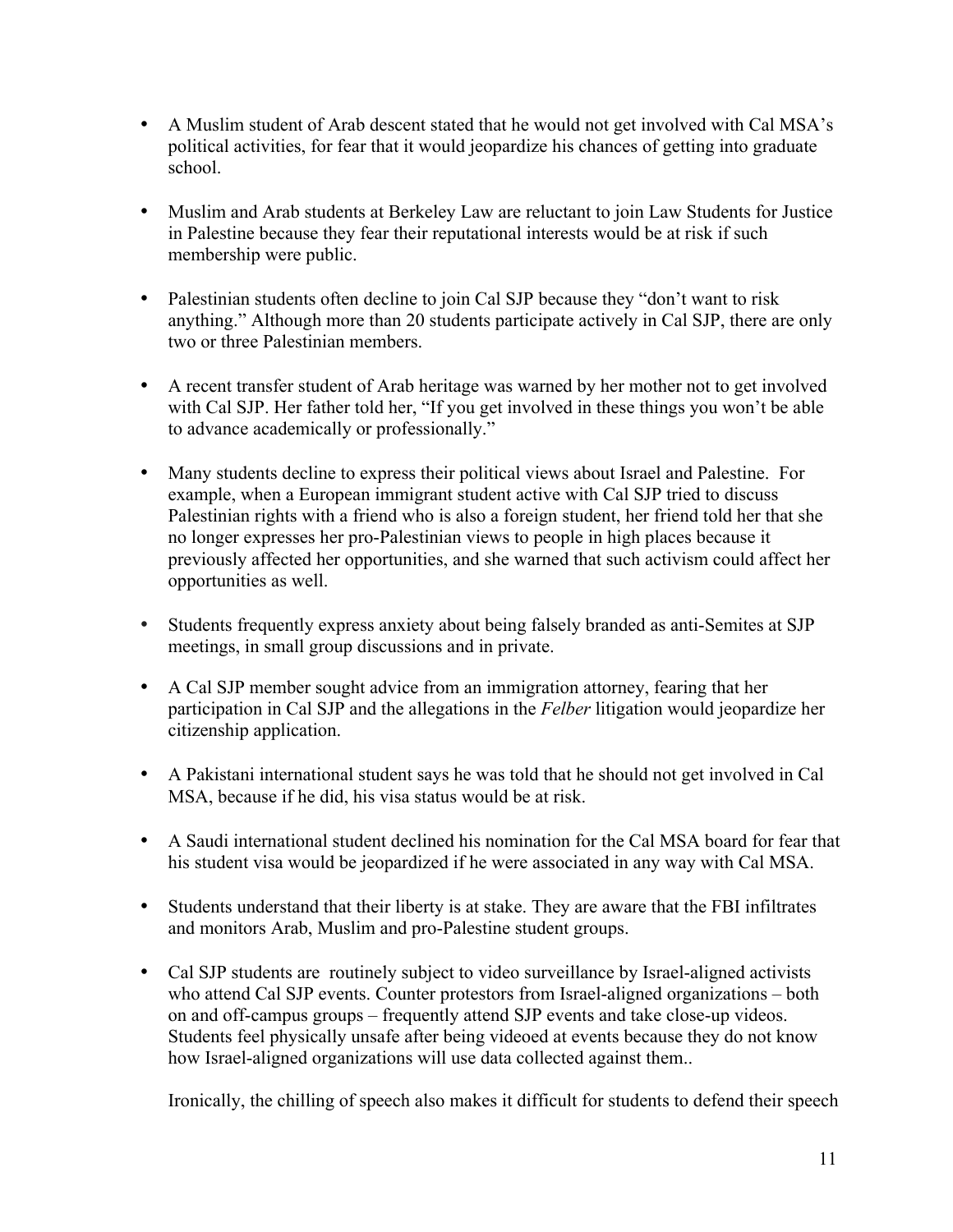- A Muslim student of Arab descent stated that he would not get involved with Cal MSA's political activities, for fear that it would jeopardize his chances of getting into graduate school.

- Muslim and Arab students at Berkeley Law are reluctant to join Law Students for Justice in Palestine because they fear their reputational interests would be at risk if such membership were public.

- Palestinian students often decline to join Cal SJP because they "don't want to risk anything." Although more than 20 students participate actively in Cal SJP, there are only two or three Palestinian members.

- A recent transfer student of Arab heritage was warned by her mother not to get involved with Cal SJP. Her father told her, "If you get involved in these things you won't be able to advance academically or professionally."

- Many students decline to express their political views about Israel and Palestine. For example, when a European immigrant student active with Cal SJP tried to discuss Palestinian rights with a friend who is also a foreign student, her friend told her that she no longer expresses her pro-Palestinian views to people in high places because it previously affected her opportunities, and she warned that such activism could affect her opportunities as well.

- Students frequently express anxiety about being falsely branded as anti-Semites at SJP meetings, in small group discussions and in private.

- A Cal SJP member sought advice from an immigration attorney, fearing that her participation in Cal SJP and the allegations in the *Felber* litigation would jeopardize her citizenship application.

- A Pakistani international student says he was told that he should not get involved in Cal MSA, because if he did, his visa status would be at risk.

- A Saudi international student declined his nomination for the Cal MSA board for fear that his student visa would be jeopardized if he were associated in any way with Cal MSA.

- Students understand that their liberty is at stake. They are aware that the FBI infiltrates and monitors Arab, Muslim and pro-Palestine student groups.

- Cal SJP students are routinely subject to video surveillance by Israel-aligned activists who attend Cal SJP events. Counter protestors from Israel-aligned organizations – both on and off-campus groups – frequently attend SJP events and take close-up videos. Students feel physically unsafe after being videoed at events because they do not know how Israel-aligned organizations will use data collected against them..

  Ironically, the chilling of speech also makes it difficult for students to defend their speech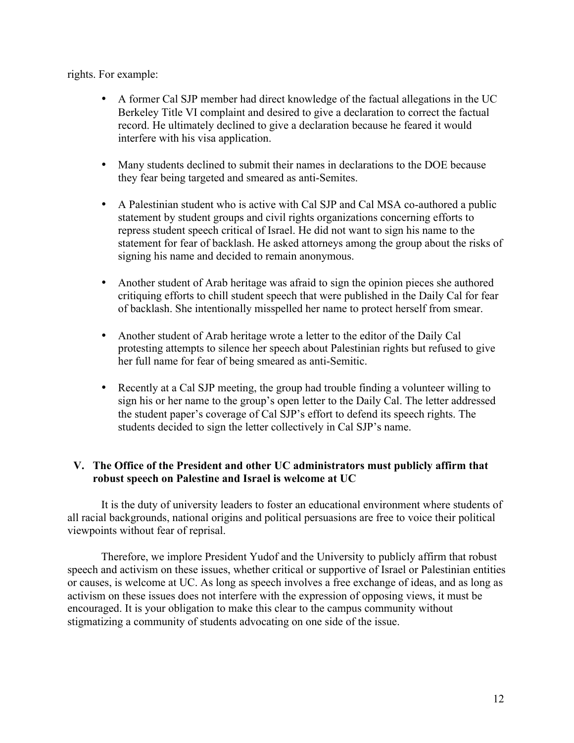rights. For example:

- A former Cal SJP member had direct knowledge of the factual allegations in the UC Berkeley Title VI complaint and desired to give a declaration to correct the factual record. He ultimately declined to give a declaration because he feared it would interfere with his visa application.

- Many students declined to submit their names in declarations to the DOE because they fear being targeted and smeared as anti-Semites.

- A Palestinian student who is active with Cal SJP and Cal MSA co-authored a public statement by student groups and civil rights organizations concerning efforts to repress student speech critical of Israel. He did not want to sign his name to the statement for fear of backlash. He asked attorneys among the group about the risks of signing his name and decided to remain anonymous.

- Another student of Arab heritage was afraid to sign the opinion pieces she authored critiquing efforts to chill student speech that were published in the Daily Cal for fear of backlash. She intentionally misspelled her name to protect herself from smear.

- Another student of Arab heritage wrote a letter to the editor of the Daily Cal protesting attempts to silence her speech about Palestinian rights but refused to give her full name for fear of being smeared as anti-Semitic.

- Recently at a Cal SJP meeting, the group had trouble finding a volunteer willing to sign his or her name to the group's open letter to the Daily Cal. The letter addressed the student paper's coverage of Cal SJP's effort to defend its speech rights. The students decided to sign the letter collectively in Cal SJP's name.

## V. The Office of the President and other UC administrators must publicly affirm that robust speech on Palestine and Israel is welcome at UC

It is the duty of university leaders to foster an educational environment where students of all racial backgrounds, national origins and political persuasions are free to voice their political viewpoints without fear of reprisal.

Therefore, we implore President Yudof and the University to publicly affirm that robust speech and activism on these issues, whether critical or supportive of Israel or Palestinian entities or causes, is welcome at UC. As long as speech involves a free exchange of ideas, and as long as activism on these issues does not interfere with the expression of opposing views, it must be encouraged. It is your obligation to make this clear to the campus community without stigmatizing a community of students advocating on one side of the issue.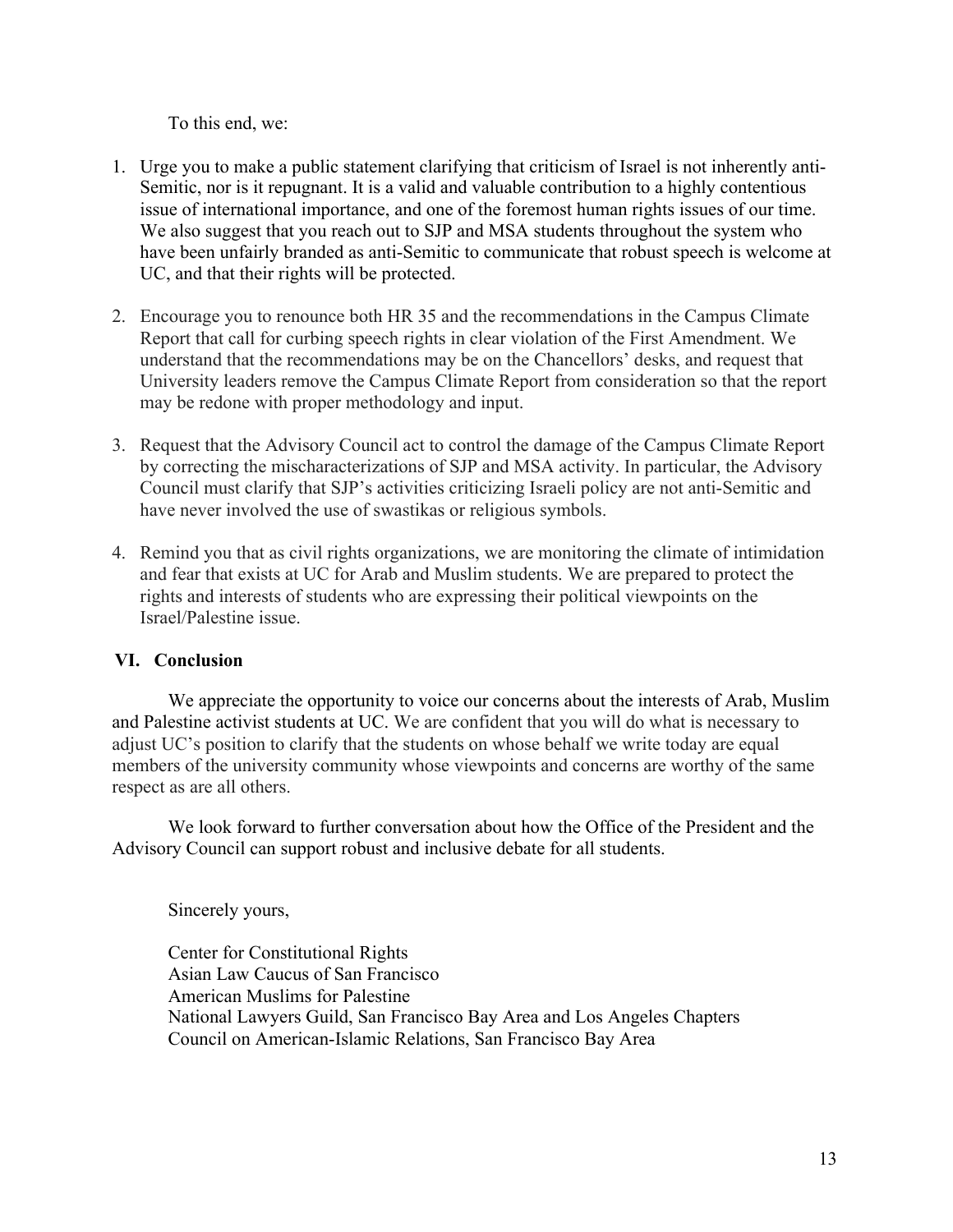To this end, we:

1. Urge you to make a public statement clarifying that criticism of Israel is not inherently anti-Semitic, nor is it repugnant. It is a valid and valuable contribution to a highly contentious issue of international importance, and one of the foremost human rights issues of our time. We also suggest that you reach out to SJP and MSA students throughout the system who have been unfairly branded as anti-Semitic to communicate that robust speech is welcome at UC, and that their rights will be protected.

2. Encourage you to renounce both HR 35 and the recommendations in the Campus Climate Report that call for curbing speech rights in clear violation of the First Amendment. We understand that the recommendations may be on the Chancellors' desks, and request that University leaders remove the Campus Climate Report from consideration so that the report may be redone with proper methodology and input.

3. Request that the Advisory Council act to control the damage of the Campus Climate Report by correcting the mischaracterizations of SJP and MSA activity. In particular, the Advisory Council must clarify that SJP's activities criticizing Israeli policy are not anti-Semitic and have never involved the use of swastikas or religious symbols.

4. Remind you that as civil rights organizations, we are monitoring the climate of intimidation and fear that exists at UC for Arab and Muslim students. We are prepared to protect the rights and interests of students who are expressing their political viewpoints on the Israel/Palestine issue.

## VI. Conclusion

We appreciate the opportunity to voice our concerns about the interests of Arab, Muslim and Palestine activist students at UC. We are confident that you will do what is necessary to adjust UC's position to clarify that the students on whose behalf we write today are equal members of the university community whose viewpoints and concerns are worthy of the same respect as are all others.

We look forward to further conversation about how the Office of the President and the Advisory Council can support robust and inclusive debate for all students.

Sincerely yours,

Center for Constitutional Rights
Asian Law Caucus of San Francisco
American Muslims for Palestine
National Lawyers Guild, San Francisco Bay Area and Los Angeles Chapters
Council on American-Islamic Relations, San Francisco Bay Area